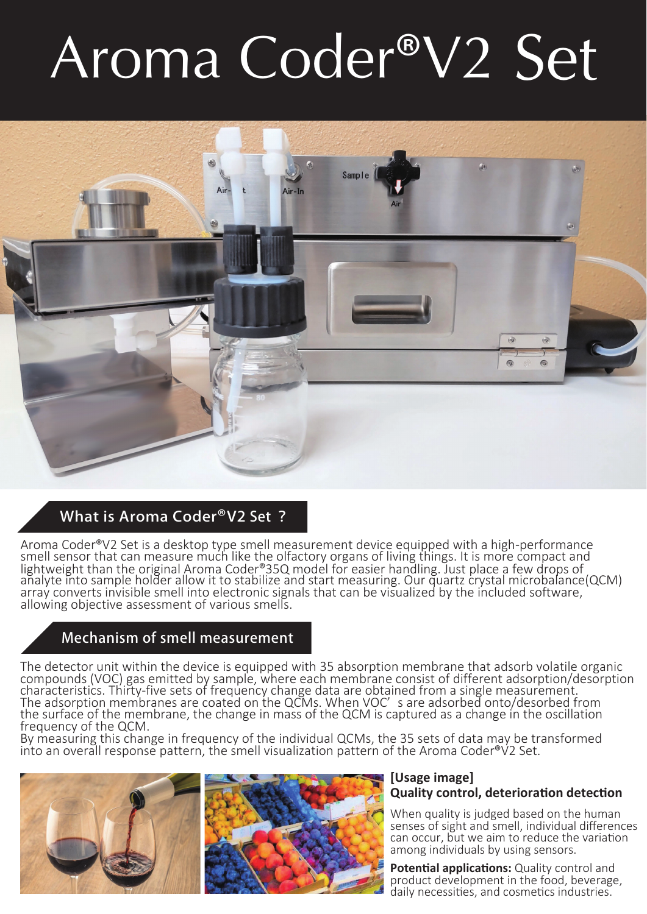# Aroma Coder®V2 Set

## What is Aroma Coder®V2 Set ?

Aroma Coder®V2 Set is a desktop type smell measurement device equipped with a high-performance smell sensor that can measure much like the olfactory organs of living things. It is more compact and lightweight than the original Aroma Coder®35Q model for easier handling. Just place a few drops of analyte into sample holder allow it to stabilize and start measuring. Our quartz crystal microbalance(QCM) array converts invisible smell into electronic signals that can be visualized by the included software, allowing objective assessment of various smells.

## Mechanism of smell measurement

The detector unit within the device is equipped with 35 absorption membrane that adsorb volatile organic compounds (VOC) gas emitted by sample, where each membrane consist of different adsorption/desorption characteristics. Thirty-five sets of frequency change data are obtained from a single measurement. The adsorption membranes are coated on the QCMs. When VOC's are adsorbed onto/desorbed from the surface of the membrane, the change in mass of the QCM is captured as a change in the oscillation frequency of the QCM.
By measuring this change in frequency of the individual QCMs, the 35 sets of data may be transformed into an overall response pattern, the smell visualization pattern of the Aroma Coder®V2 Set.

**[Usage image]**
**Quality control, deterioration detection**

When quality is judged based on the human senses of sight and smell, individual differences can occur, but we aim to reduce the variation among individuals by using sensors.

**Potential applications:** Quality control and product development in the food, beverage, daily necessities, and cosmetics industries.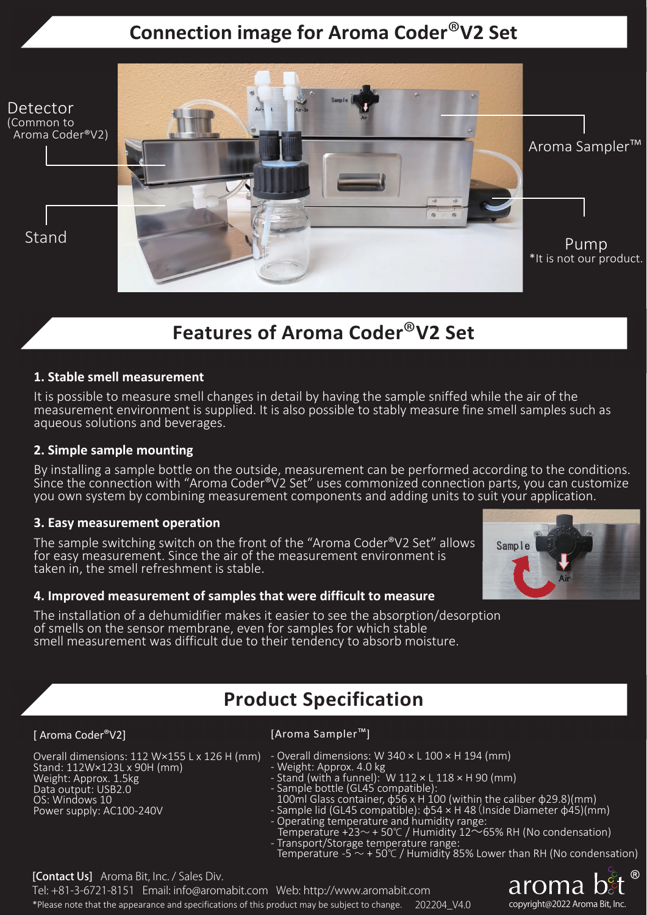## Connection image for Aroma Coder®V2 Set

Detector
(Common to Aroma Coder®V2)

Stand

Aroma Sampler™

Pump
*It is not our product.

## Features of Aroma Coder®V2 Set

### 1. Stable smell measurement

It is possible to measure smell changes in detail by having the sample sniffed while the air of the measurement environment is supplied. It is also possible to stably measure fine smell samples such as aqueous solutions and beverages.

### 2. Simple sample mounting

By installing a sample bottle on the outside, measurement can be performed according to the conditions. Since the connection with "Aroma Coder®V2 Set" uses commonized connection parts, you can customize you own system by combining measurement components and adding units to suit your application.

### 3. Easy measurement operation

The sample switching switch on the front of the "Aroma Coder®V2 Set" allows for easy measurement. Since the air of the measurement environment is taken in, the smell refreshment is stable.

Sample
Air

### 4. Improved measurement of samples that were difficult to measure

The installation of a dehumidifier makes it easier to see the absorption/desorption of smells on the sensor membrane, even for samples for which stable smell measurement was difficult due to their tendency to absorb moisture.

## Product Specification

[ Aroma Coder®V2]

Overall dimensions: 112 W×155 L x 126 H (mm)
Stand: 112W×123L x 90H (mm)
Weight: Approx. 1.5kg
Data output: USB2.0
OS: Windows 10
Power supply: AC100-240V

[Aroma Sampler™]

- Overall dimensions: W 340 × L 100 × H 194 (mm)
- Weight: Approx. 4.0 kg
- Stand (with a funnel): W 112 × L 118 × H 90 (mm)
- Sample bottle (GL45 compatible):
  100ml Glass container, ϕ56 x H 100 (within the caliber ϕ29.8)(mm)
- Sample lid (GL45 compatible): ϕ54 × H 48 (Inside Diameter ϕ45)(mm)
- Operating temperature and humidity range:
  Temperature +23～ + 50℃ / Humidity 12～65% RH (No condensation)
- Transport/Storage temperature range:
  Temperature -5 ～ + 50℃ / Humidity 85% Lower than RH (No condensation)

**[Contact Us]** Aroma Bit, Inc. / Sales Div.
Tel: +81-3-6721-8151 Email: info@aromabit.com Web: http://www.aromabit.com
*Please note that the appearance and specifications of this product may be subject to change. 202204_V4.0

aroma bit®
copyright@2022 Aroma Bit, Inc.